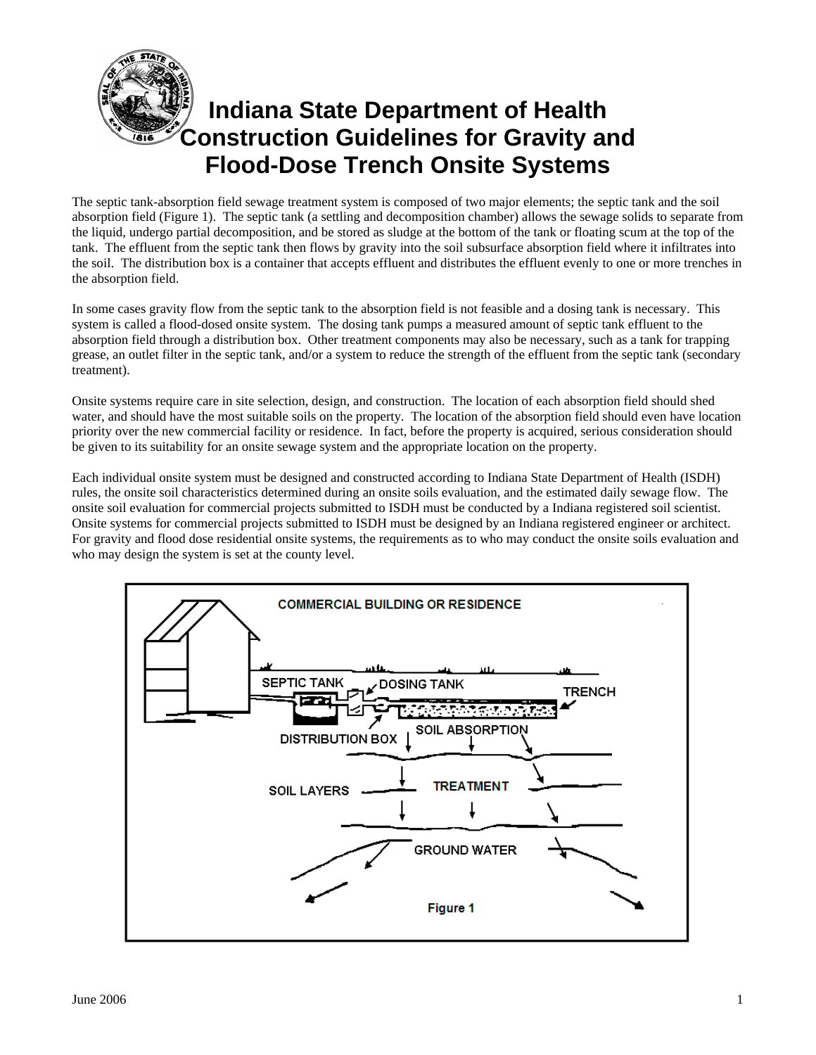# Indiana State Department of Health Construction Guidelines for Gravity and Flood-Dose Trench Onsite Systems

The septic tank-absorption field sewage treatment system is composed of two major elements; the septic tank and the soil absorption field (Figure 1). The septic tank (a settling and decomposition chamber) allows the sewage solids to separate from the liquid, undergo partial decomposition, and be stored as sludge at the bottom of the tank or floating scum at the top of the tank. The effluent from the septic tank then flows by gravity into the soil subsurface absorption field where it infiltrates into the soil. The distribution box is a container that accepts effluent and distributes the effluent evenly to one or more trenches in the absorption field.

In some cases gravity flow from the septic tank to the absorption field is not feasible and a dosing tank is necessary. This system is called a flood-dosed onsite system. The dosing tank pumps a measured amount of septic tank effluent to the absorption field through a distribution box. Other treatment components may also be necessary, such as a tank for trapping grease, an outlet filter in the septic tank, and/or a system to reduce the strength of the effluent from the septic tank (secondary treatment).

Onsite systems require care in site selection, design, and construction. The location of each absorption field should shed water, and should have the most suitable soils on the property. The location of the absorption field should even have location priority over the new commercial facility or residence. In fact, before the property is acquired, serious consideration should be given to its suitability for an onsite sewage system and the appropriate location on the property.

Each individual onsite system must be designed and constructed according to Indiana State Department of Health (ISDH) rules, the onsite soil characteristics determined during an onsite soils evaluation, and the estimated daily sewage flow. The onsite soil evaluation for commercial projects submitted to ISDH must be conducted by a Indiana registered soil scientist. Onsite systems for commercial projects submitted to ISDH must be designed by an Indiana registered engineer or architect. For gravity and flood dose residential onsite systems, the requirements as to who may conduct the onsite soils evaluation and who may design the system is set at the county level.

COMMERCIAL BUILDING OR RESIDENCE

SEPTIC TANK — DOSING TANK — TRENCH — DISTRIBUTION BOX — SOIL ABSORPTION — SOIL LAYERS — TREATMENT — GROUND WATER

Figure 1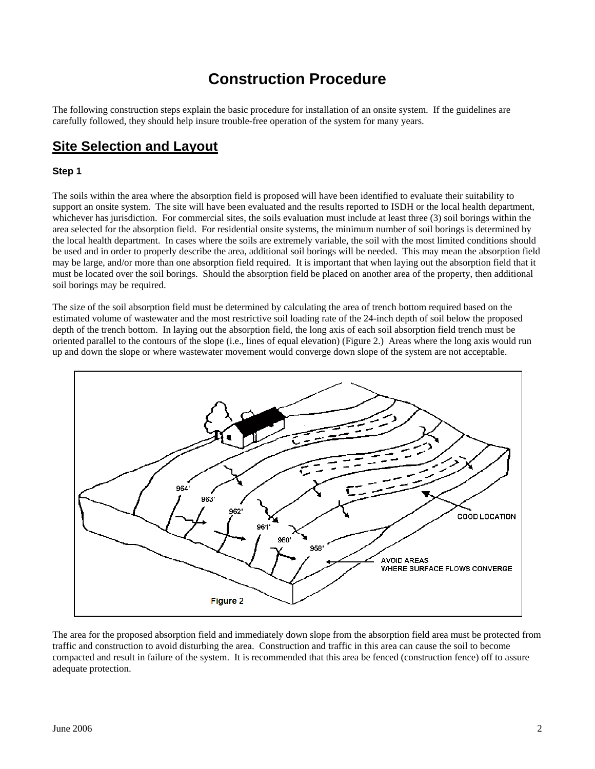# Construction Procedure

The following construction steps explain the basic procedure for installation of an onsite system. If the guidelines are carefully followed, they should help insure trouble-free operation of the system for many years.

## Site Selection and Layout

### Step 1

The soils within the area where the absorption field is proposed will have been identified to evaluate their suitability to support an onsite system. The site will have been evaluated and the results reported to ISDH or the local health department, whichever has jurisdiction. For commercial sites, the soils evaluation must include at least three (3) soil borings within the area selected for the absorption field. For residential onsite systems, the minimum number of soil borings is determined by the local health department. In cases where the soils are extremely variable, the soil with the most limited conditions should be used and in order to properly describe the area, additional soil borings will be needed. This may mean the absorption field may be large, and/or more than one absorption field required. It is important that when laying out the absorption field that it must be located over the soil borings. Should the absorption field be placed on another area of the property, then additional soil borings may be required.

The size of the soil absorption field must be determined by calculating the area of trench bottom required based on the estimated volume of wastewater and the most restrictive soil loading rate of the 24-inch depth of soil below the proposed depth of the trench bottom. In laying out the absorption field, the long axis of each soil absorption field trench must be oriented parallel to the contours of the slope (i.e., lines of equal elevation) (Figure 2.) Areas where the long axis would run up and down the slope or where wastewater movement would converge down slope of the system are not acceptable.

Figure 2

The area for the proposed absorption field and immediately down slope from the absorption field area must be protected from traffic and construction to avoid disturbing the area. Construction and traffic in this area can cause the soil to become compacted and result in failure of the system. It is recommended that this area be fenced (construction fence) off to assure adequate protection.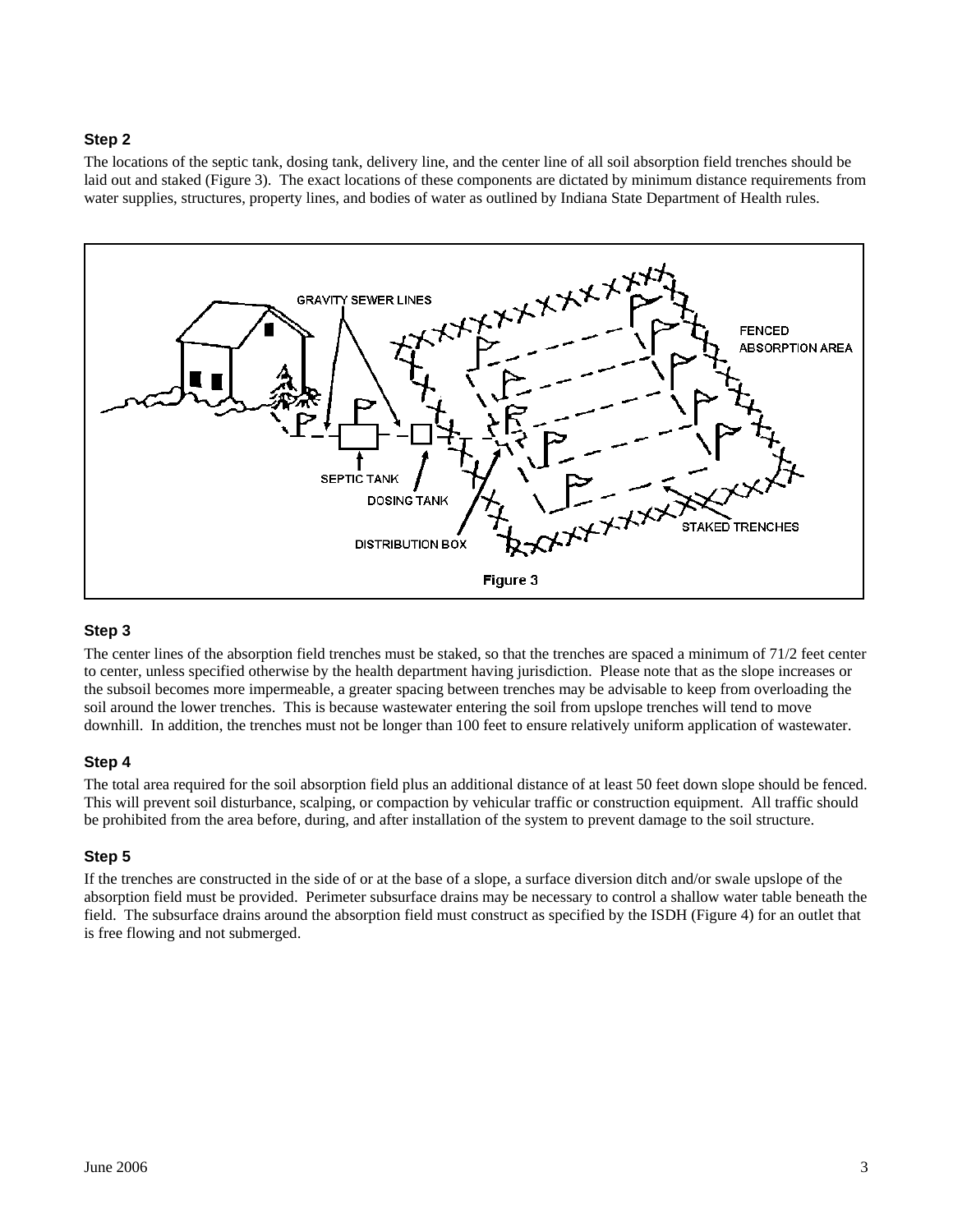### Step 2

The locations of the septic tank, dosing tank, delivery line, and the center line of all soil absorption field trenches should be laid out and staked (Figure 3). The exact locations of these components are dictated by minimum distance requirements from water supplies, structures, property lines, and bodies of water as outlined by Indiana State Department of Health rules.

GRAVITY SEWER LINES

FENCED ABSORPTION AREA

SEPTIC TANK

DOSING TANK

DISTRIBUTION BOX

STAKED TRENCHES

Figure 3

### Step 3

The center lines of the absorption field trenches must be staked, so that the trenches are spaced a minimum of 71/2 feet center to center, unless specified otherwise by the health department having jurisdiction. Please note that as the slope increases or the subsoil becomes more impermeable, a greater spacing between trenches may be advisable to keep from overloading the soil around the lower trenches. This is because wastewater entering the soil from upslope trenches will tend to move downhill. In addition, the trenches must not be longer than 100 feet to ensure relatively uniform application of wastewater.

### Step 4

The total area required for the soil absorption field plus an additional distance of at least 50 feet down slope should be fenced. This will prevent soil disturbance, scalping, or compaction by vehicular traffic or construction equipment. All traffic should be prohibited from the area before, during, and after installation of the system to prevent damage to the soil structure.

### Step 5

If the trenches are constructed in the side of or at the base of a slope, a surface diversion ditch and/or swale upslope of the absorption field must be provided. Perimeter subsurface drains may be necessary to control a shallow water table beneath the field. The subsurface drains around the absorption field must construct as specified by the ISDH (Figure 4) for an outlet that is free flowing and not submerged.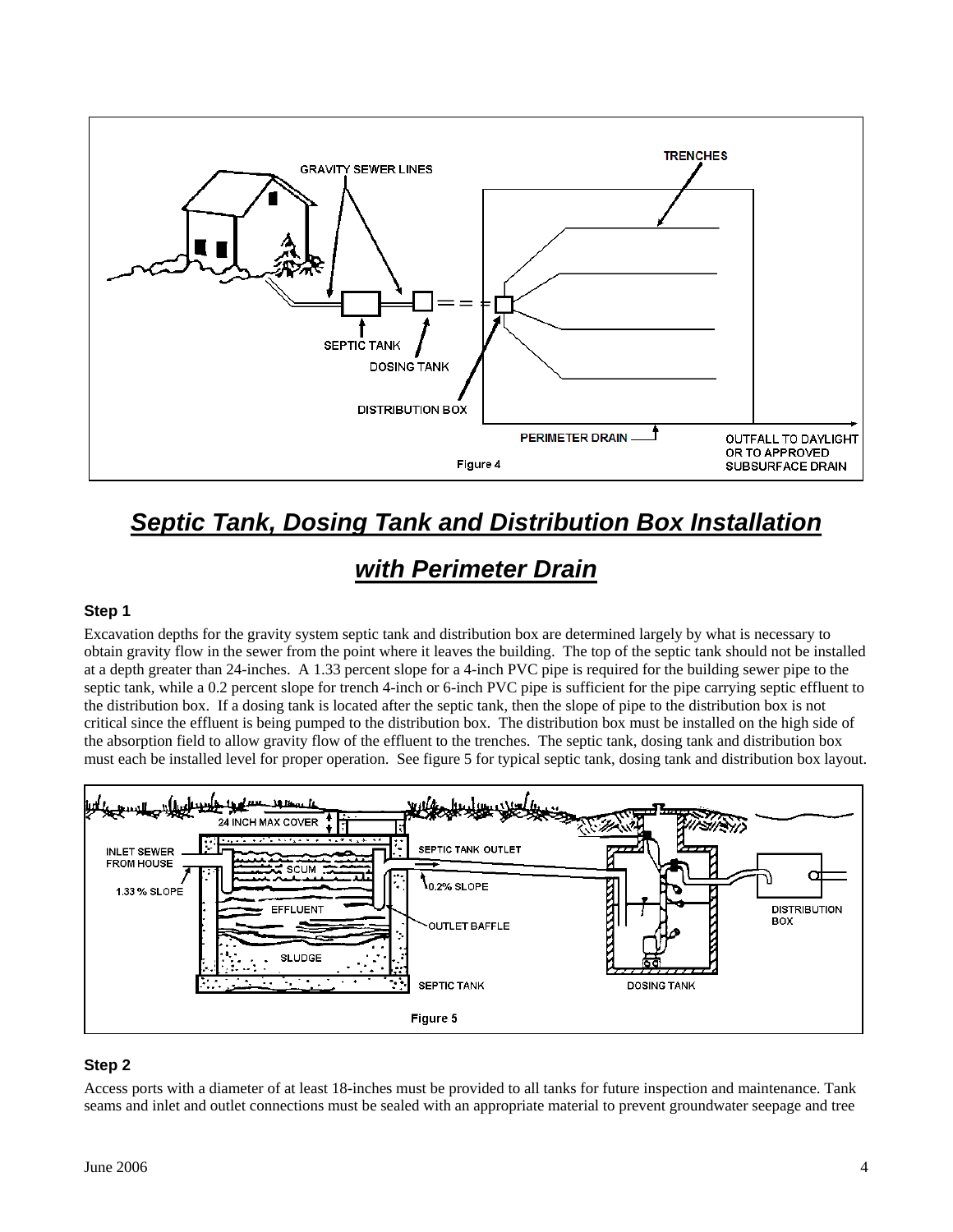Figure 4

## ***Septic Tank, Dosing Tank and Distribution Box Installation with Perimeter Drain***

**Step 1**

Excavation depths for the gravity system septic tank and distribution box are determined largely by what is necessary to obtain gravity flow in the sewer from the point where it leaves the building. The top of the septic tank should not be installed at a depth greater than 24-inches. A 1.33 percent slope for a 4-inch PVC pipe is required for the building sewer pipe to the septic tank, while a 0.2 percent slope for trench 4-inch or 6-inch PVC pipe is sufficient for the pipe carrying septic effluent to the distribution box. If a dosing tank is located after the septic tank, then the slope of pipe to the distribution box is not critical since the effluent is being pumped to the distribution box. The distribution box must be installed on the high side of the absorption field to allow gravity flow of the effluent to the trenches. The septic tank, dosing tank and distribution box must each be installed level for proper operation. See figure 5 for typical septic tank, dosing tank and distribution box layout.

Figure 5

**Step 2**

Access ports with a diameter of at least 18-inches must be provided to all tanks for future inspection and maintenance. Tank seams and inlet and outlet connections must be sealed with an appropriate material to prevent groundwater seepage and tree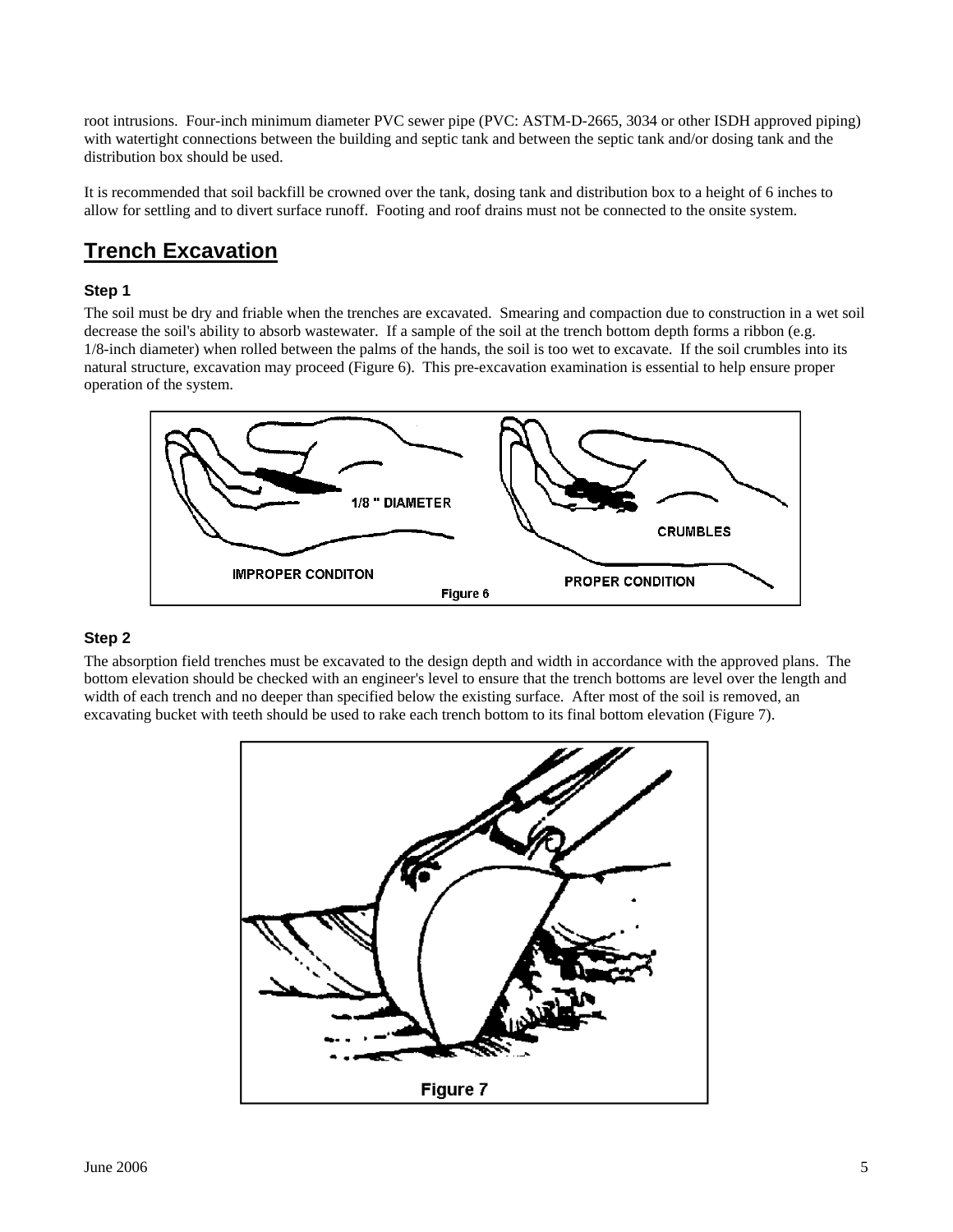root intrusions. Four-inch minimum diameter PVC sewer pipe (PVC: ASTM-D-2665, 3034 or other ISDH approved piping) with watertight connections between the building and septic tank and between the septic tank and/or dosing tank and the distribution box should be used.

It is recommended that soil backfill be crowned over the tank, dosing tank and distribution box to a height of 6 inches to allow for settling and to divert surface runoff. Footing and roof drains must not be connected to the onsite system.

## Trench Excavation

### Step 1

The soil must be dry and friable when the trenches are excavated. Smearing and compaction due to construction in a wet soil decrease the soil's ability to absorb wastewater. If a sample of the soil at the trench bottom depth forms a ribbon (e.g. 1/8-inch diameter) when rolled between the palms of the hands, the soil is too wet to excavate. If the soil crumbles into its natural structure, excavation may proceed (Figure 6). This pre-excavation examination is essential to help ensure proper operation of the system.

1/8 " DIAMETER

IMPROPER CONDITON

CRUMBLES

PROPER CONDITION

Figure 6

### Step 2

The absorption field trenches must be excavated to the design depth and width in accordance with the approved plans. The bottom elevation should be checked with an engineer's level to ensure that the trench bottoms are level over the length and width of each trench and no deeper than specified below the existing surface. After most of the soil is removed, an excavating bucket with teeth should be used to rake each trench bottom to its final bottom elevation (Figure 7).

Figure 7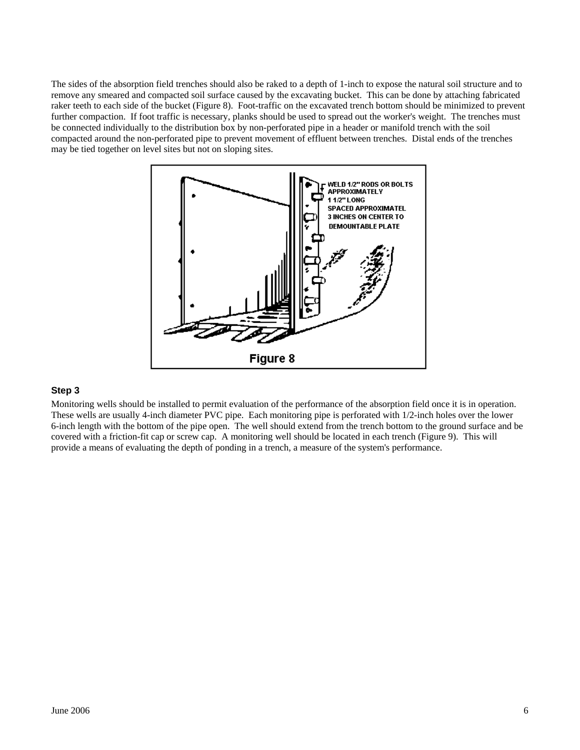The sides of the absorption field trenches should also be raked to a depth of 1-inch to expose the natural soil structure and to remove any smeared and compacted soil surface caused by the excavating bucket. This can be done by attaching fabricated raker teeth to each side of the bucket (Figure 8). Foot-traffic on the excavated trench bottom should be minimized to prevent further compaction. If foot traffic is necessary, planks should be used to spread out the worker's weight. The trenches must be connected individually to the distribution box by non-perforated pipe in a header or manifold trench with the soil compacted around the non-perforated pipe to prevent movement of effluent between trenches. Distal ends of the trenches may be tied together on level sites but not on sloping sites.

WELD 1/2" RODS OR BOLTS APPROXIMATELY 1 1/2" LONG SPACED APPROXIMATEL 3 INCHES ON CENTER TO DEMOUNTABLE PLATE

Figure 8

### Step 3

Monitoring wells should be installed to permit evaluation of the performance of the absorption field once it is in operation. These wells are usually 4-inch diameter PVC pipe. Each monitoring pipe is perforated with 1/2-inch holes over the lower 6-inch length with the bottom of the pipe open. The well should extend from the trench bottom to the ground surface and be covered with a friction-fit cap or screw cap. A monitoring well should be located in each trench (Figure 9). This will provide a means of evaluating the depth of ponding in a trench, a measure of the system's performance.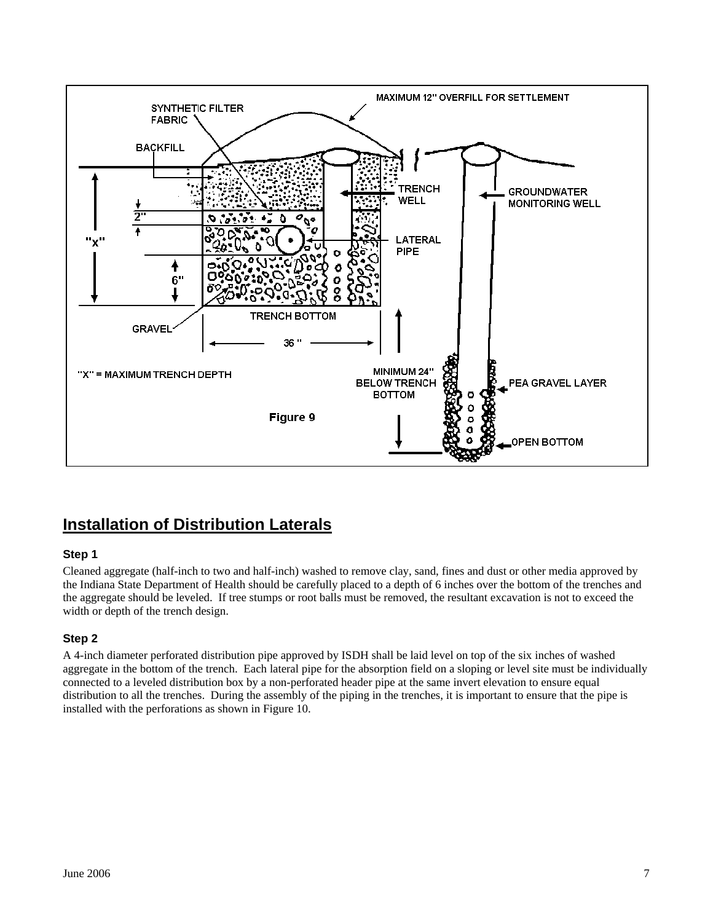SYNTHETIC FILTER FABRIC

BACKFILL

MAXIMUM 12" OVERFILL FOR SETTLEMENT

TRENCH WELL

GROUNDWATER MONITORING WELL

LATERAL PIPE

2"

"X"

6"

GRAVEL

TRENCH BOTTOM

36 "

"X" = MAXIMUM TRENCH DEPTH

MINIMUM 24" BELOW TRENCH BOTTOM

PEA GRAVEL LAYER

OPEN BOTTOM

Figure 9

## Installation of Distribution Laterals

### Step 1

Cleaned aggregate (half-inch to two and half-inch) washed to remove clay, sand, fines and dust or other media approved by the Indiana State Department of Health should be carefully placed to a depth of 6 inches over the bottom of the trenches and the aggregate should be leveled. If tree stumps or root balls must be removed, the resultant excavation is not to exceed the width or depth of the trench design.

### Step 2

A 4-inch diameter perforated distribution pipe approved by ISDH shall be laid level on top of the six inches of washed aggregate in the bottom of the trench. Each lateral pipe for the absorption field on a sloping or level site must be individually connected to a leveled distribution box by a non-perforated header pipe at the same invert elevation to ensure equal distribution to all the trenches. During the assembly of the piping in the trenches, it is important to ensure that the pipe is installed with the perforations as shown in Figure 10.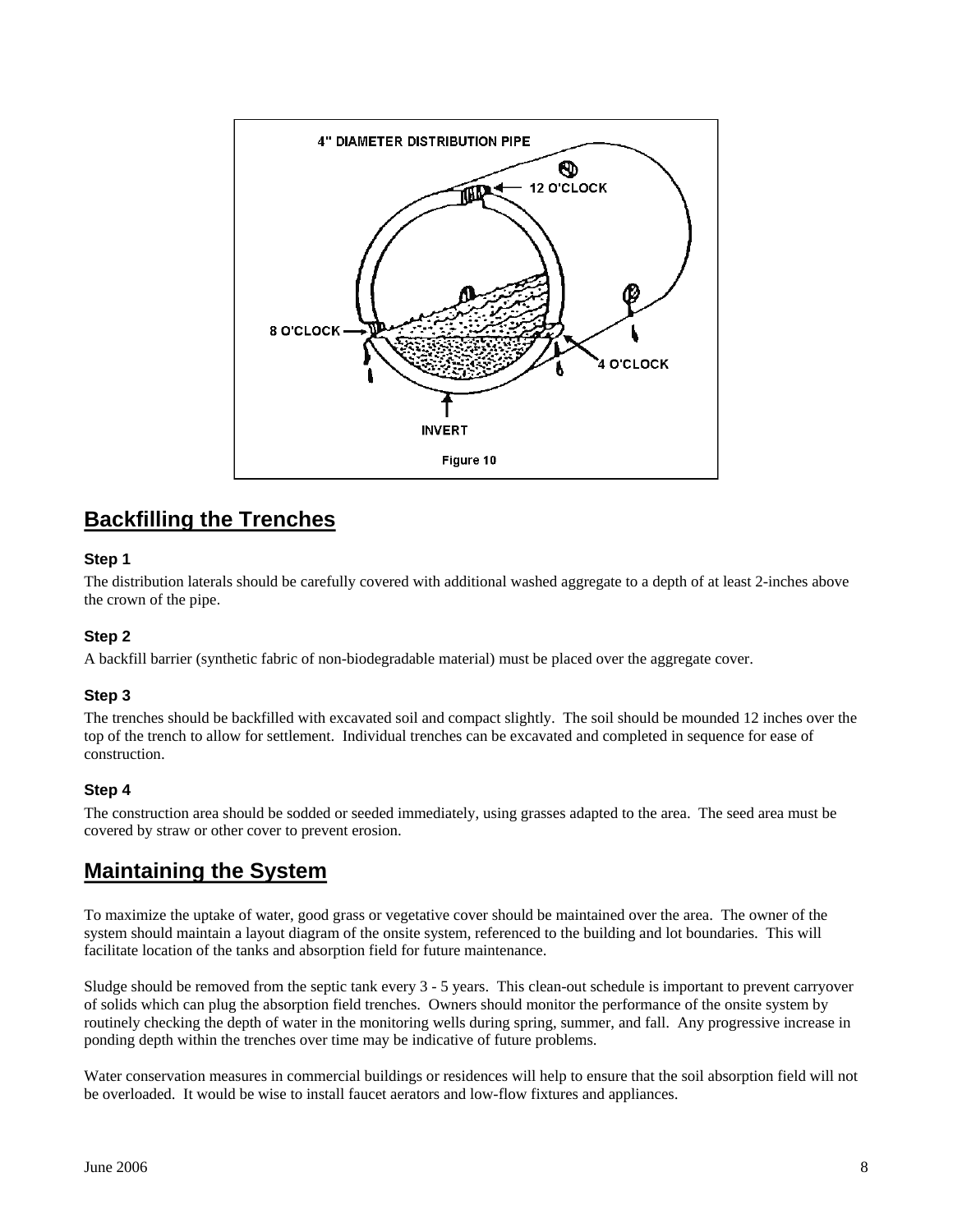4" DIAMETER DISTRIBUTION PIPE

12 O'CLOCK

8 O'CLOCK

4 O'CLOCK

INVERT

Figure 10

## Backfilling the Trenches

### Step 1

The distribution laterals should be carefully covered with additional washed aggregate to a depth of at least 2-inches above the crown of the pipe.

### Step 2

A backfill barrier (synthetic fabric of non-biodegradable material) must be placed over the aggregate cover.

### Step 3

The trenches should be backfilled with excavated soil and compact slightly. The soil should be mounded 12 inches over the top of the trench to allow for settlement. Individual trenches can be excavated and completed in sequence for ease of construction.

### Step 4

The construction area should be sodded or seeded immediately, using grasses adapted to the area. The seed area must be covered by straw or other cover to prevent erosion.

## Maintaining the System

To maximize the uptake of water, good grass or vegetative cover should be maintained over the area. The owner of the system should maintain a layout diagram of the onsite system, referenced to the building and lot boundaries. This will facilitate location of the tanks and absorption field for future maintenance.

Sludge should be removed from the septic tank every 3 - 5 years. This clean-out schedule is important to prevent carryover of solids which can plug the absorption field trenches. Owners should monitor the performance of the onsite system by routinely checking the depth of water in the monitoring wells during spring, summer, and fall. Any progressive increase in ponding depth within the trenches over time may be indicative of future problems.

Water conservation measures in commercial buildings or residences will help to ensure that the soil absorption field will not be overloaded. It would be wise to install faucet aerators and low-flow fixtures and appliances.